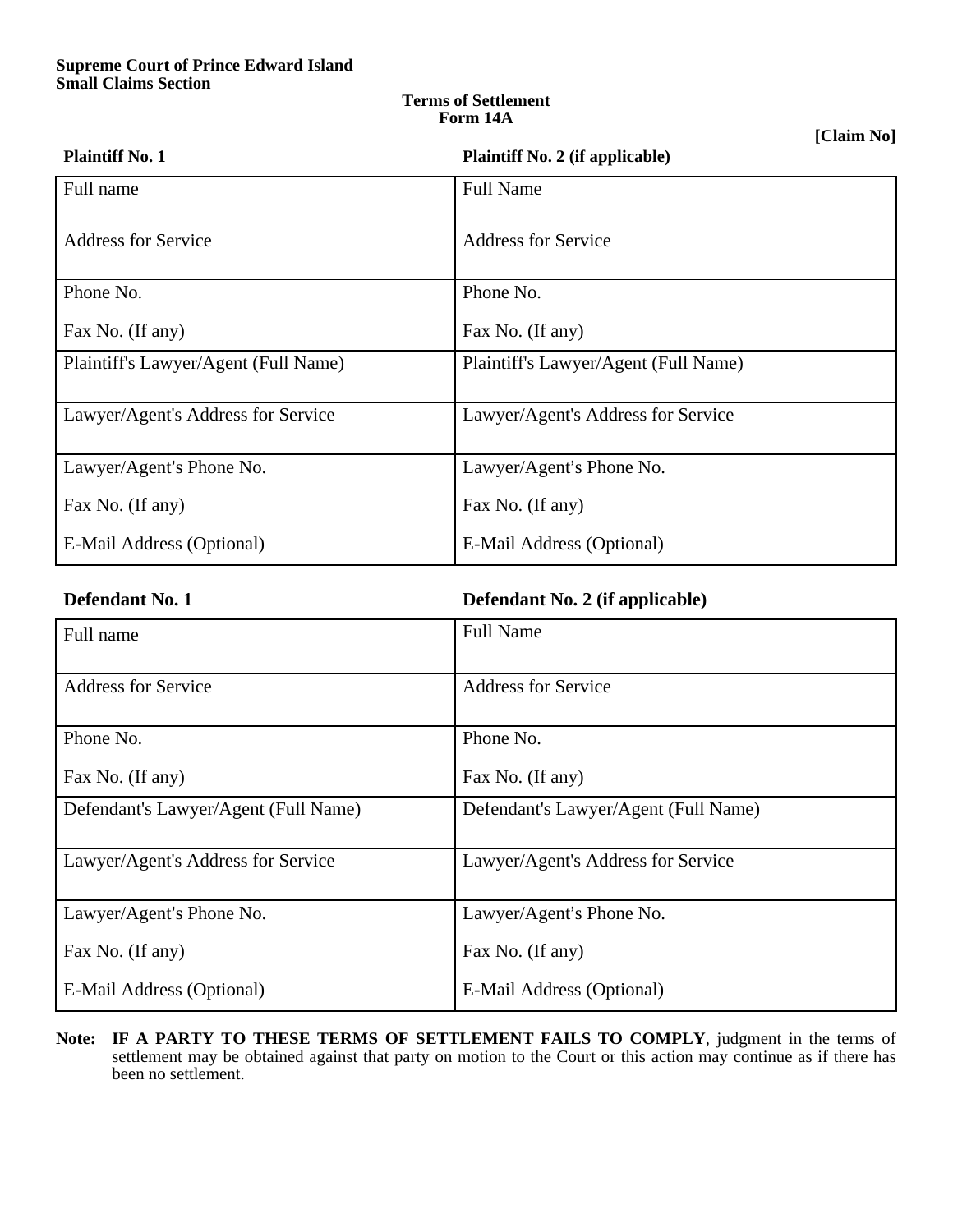**Supreme Court of Prince Edward Island**
**Small Claims Section**

**Terms of Settlement**
**Form 14A**

**[Claim No]**

| **Plaintiff No. 1** | **Plaintiff No. 2 (if applicable)** |
|---|---|
| Full name | Full Name |
| Address for Service | Address for Service |
| Phone No.<br><br>Fax No. (If any) | Phone No.<br><br>Fax No. (If any) |
| Plaintiff's Lawyer/Agent (Full Name) | Plaintiff's Lawyer/Agent (Full Name) |
| Lawyer/Agent's Address for Service | Lawyer/Agent's Address for Service |
| Lawyer/Agent's Phone No.<br><br>Fax No. (If any)<br><br>E-Mail Address (Optional) | Lawyer/Agent's Phone No.<br><br>Fax No. (If any)<br><br>E-Mail Address (Optional) |

| **Defendant No. 1** | **Defendant No. 2 (if applicable)** |
|---|---|
| Full name | Full Name |
| Address for Service | Address for Service |
| Phone No.<br><br>Fax No. (If any) | Phone No.<br><br>Fax No. (If any) |
| Defendant's Lawyer/Agent (Full Name) | Defendant's Lawyer/Agent (Full Name) |
| Lawyer/Agent's Address for Service | Lawyer/Agent's Address for Service |
| Lawyer/Agent's Phone No.<br><br>Fax No. (If any)<br><br>E-Mail Address (Optional) | Lawyer/Agent's Phone No.<br><br>Fax No. (If any)<br><br>E-Mail Address (Optional) |

**Note:** **IF A PARTY TO THESE TERMS OF SETTLEMENT FAILS TO COMPLY**, judgment in the terms of settlement may be obtained against that party on motion to the Court or this action may continue as if there has been no settlement.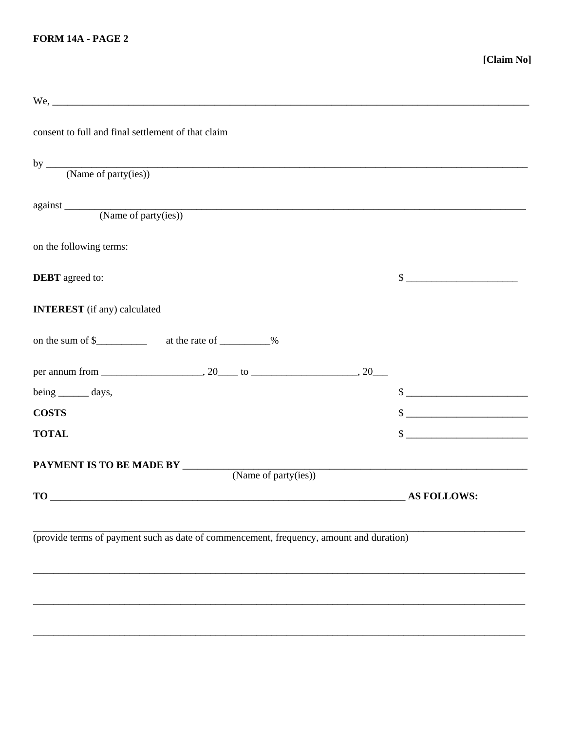**FORM 14A - PAGE 2**

**[Claim No]**

We, ______________________________________________________________________________________

consent to full and final settlement of that claim

by ______________________________________________________________________________________
(Name of party(ies))

against __________________________________________________________________________________
(Name of party(ies))

on the following terms:

**DEBT** agreed to: $ ______________________

**INTEREST** (if any) calculated

on the sum of $__________ at the rate of __________%

per annum from ____________________, 20____ to _____________________, 20___

being ______ days, $ ________________________

**COSTS** $ ________________________

**TOTAL** $ ________________________

**PAYMENT IS TO BE MADE BY** ___________________________________________________________________
(Name of party(ies))

**TO** _________________________________________________________________________ **AS FOLLOWS:**

_____________________________________________________________________________________________
(provide terms of payment such as date of commencement, frequency, amount and duration)

_____________________________________________________________________________________________

_____________________________________________________________________________________________

_____________________________________________________________________________________________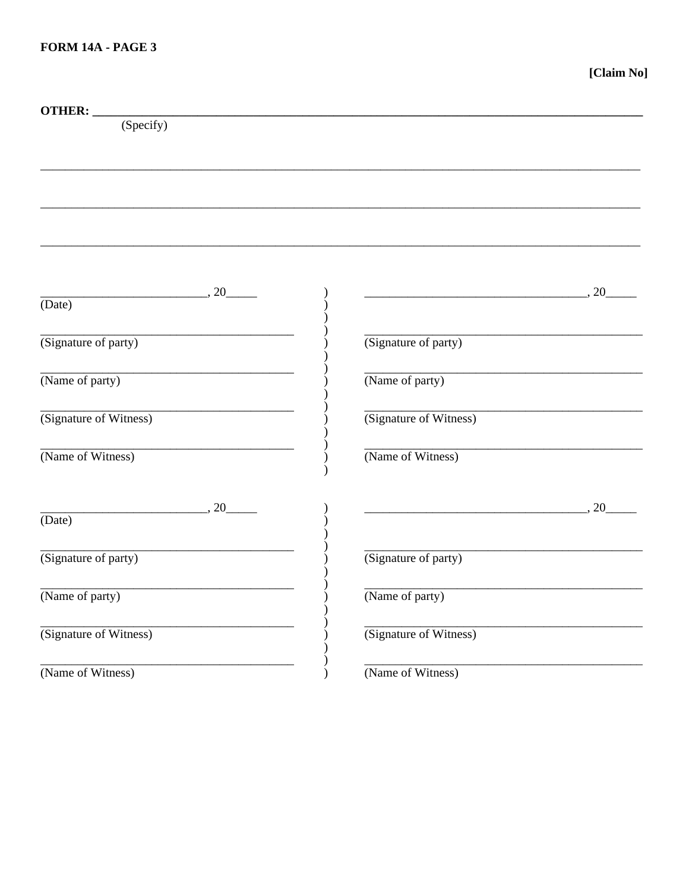**FORM 14A - PAGE 3**

**[Claim No]**

**OTHER: \_\_\_\_\_\_\_\_\_\_\_\_\_\_\_\_\_\_\_\_\_\_\_\_\_\_\_\_\_\_\_\_\_\_\_\_\_\_\_\_\_\_\_\_\_\_\_\_\_\_\_\_\_\_\_\_\_\_\_\_**
(Specify)

\_\_\_\_\_\_\_\_\_\_\_\_\_\_\_\_\_\_\_\_\_\_\_\_\_\_\_\_\_\_\_\_\_\_\_\_\_\_\_\_\_\_\_\_\_\_\_\_\_\_\_\_\_\_\_\_\_\_\_\_\_\_\_\_\_\_\_\_\_\_

\_\_\_\_\_\_\_\_\_\_\_\_\_\_\_\_\_\_\_\_\_\_\_\_\_\_\_\_\_\_\_\_\_\_\_\_\_\_\_\_\_\_\_\_\_\_\_\_\_\_\_\_\_\_\_\_\_\_\_\_\_\_\_\_\_\_\_\_\_\_

\_\_\_\_\_\_\_\_\_\_\_\_\_\_\_\_\_\_\_\_\_\_\_\_\_\_\_\_\_\_\_\_\_\_\_\_\_\_\_\_\_\_\_\_\_\_\_\_\_\_\_\_\_\_\_\_\_\_\_\_\_\_\_\_\_\_\_\_\_\_

| | | |
|---|---|---|
| \_\_\_\_\_\_\_\_\_\_\_\_\_\_\_\_\_\_\_\_, 20\_\_\_\_\_ (Date) | ) | \_\_\_\_\_\_\_\_\_\_\_\_\_\_\_\_\_\_\_\_\_\_\_\_\_\_, 20\_\_\_\_\_ |
| \_\_\_\_\_\_\_\_\_\_\_\_\_\_\_\_\_\_\_\_\_\_\_\_\_\_\_\_\_\_ (Signature of party) | ) | \_\_\_\_\_\_\_\_\_\_\_\_\_\_\_\_\_\_\_\_\_\_\_\_\_\_\_\_\_\_ (Signature of party) |
| \_\_\_\_\_\_\_\_\_\_\_\_\_\_\_\_\_\_\_\_\_\_\_\_\_\_\_\_\_\_ (Name of party) | ) | \_\_\_\_\_\_\_\_\_\_\_\_\_\_\_\_\_\_\_\_\_\_\_\_\_\_\_\_\_\_ (Name of party) |
| \_\_\_\_\_\_\_\_\_\_\_\_\_\_\_\_\_\_\_\_\_\_\_\_\_\_\_\_\_\_ (Signature of Witness) | ) | \_\_\_\_\_\_\_\_\_\_\_\_\_\_\_\_\_\_\_\_\_\_\_\_\_\_\_\_\_\_ (Signature of Witness) |
| \_\_\_\_\_\_\_\_\_\_\_\_\_\_\_\_\_\_\_\_\_\_\_\_\_\_\_\_\_\_ (Name of Witness) | ) | \_\_\_\_\_\_\_\_\_\_\_\_\_\_\_\_\_\_\_\_\_\_\_\_\_\_\_\_\_\_ (Name of Witness) |

| | | |
|---|---|---|
| \_\_\_\_\_\_\_\_\_\_\_\_\_\_\_\_\_\_\_\_, 20\_\_\_\_\_ (Date) | ) | \_\_\_\_\_\_\_\_\_\_\_\_\_\_\_\_\_\_\_\_\_\_\_\_\_\_, 20\_\_\_\_\_ |
| \_\_\_\_\_\_\_\_\_\_\_\_\_\_\_\_\_\_\_\_\_\_\_\_\_\_\_\_\_\_ (Signature of party) | ) | \_\_\_\_\_\_\_\_\_\_\_\_\_\_\_\_\_\_\_\_\_\_\_\_\_\_\_\_\_\_ (Signature of party) |
| \_\_\_\_\_\_\_\_\_\_\_\_\_\_\_\_\_\_\_\_\_\_\_\_\_\_\_\_\_\_ (Name of party) | ) | \_\_\_\_\_\_\_\_\_\_\_\_\_\_\_\_\_\_\_\_\_\_\_\_\_\_\_\_\_\_ (Name of party) |
| \_\_\_\_\_\_\_\_\_\_\_\_\_\_\_\_\_\_\_\_\_\_\_\_\_\_\_\_\_\_ (Signature of Witness) | ) | \_\_\_\_\_\_\_\_\_\_\_\_\_\_\_\_\_\_\_\_\_\_\_\_\_\_\_\_\_\_ (Signature of Witness) |
| \_\_\_\_\_\_\_\_\_\_\_\_\_\_\_\_\_\_\_\_\_\_\_\_\_\_\_\_\_\_ (Name of Witness) | ) | \_\_\_\_\_\_\_\_\_\_\_\_\_\_\_\_\_\_\_\_\_\_\_\_\_\_\_\_\_\_ (Name of Witness) |